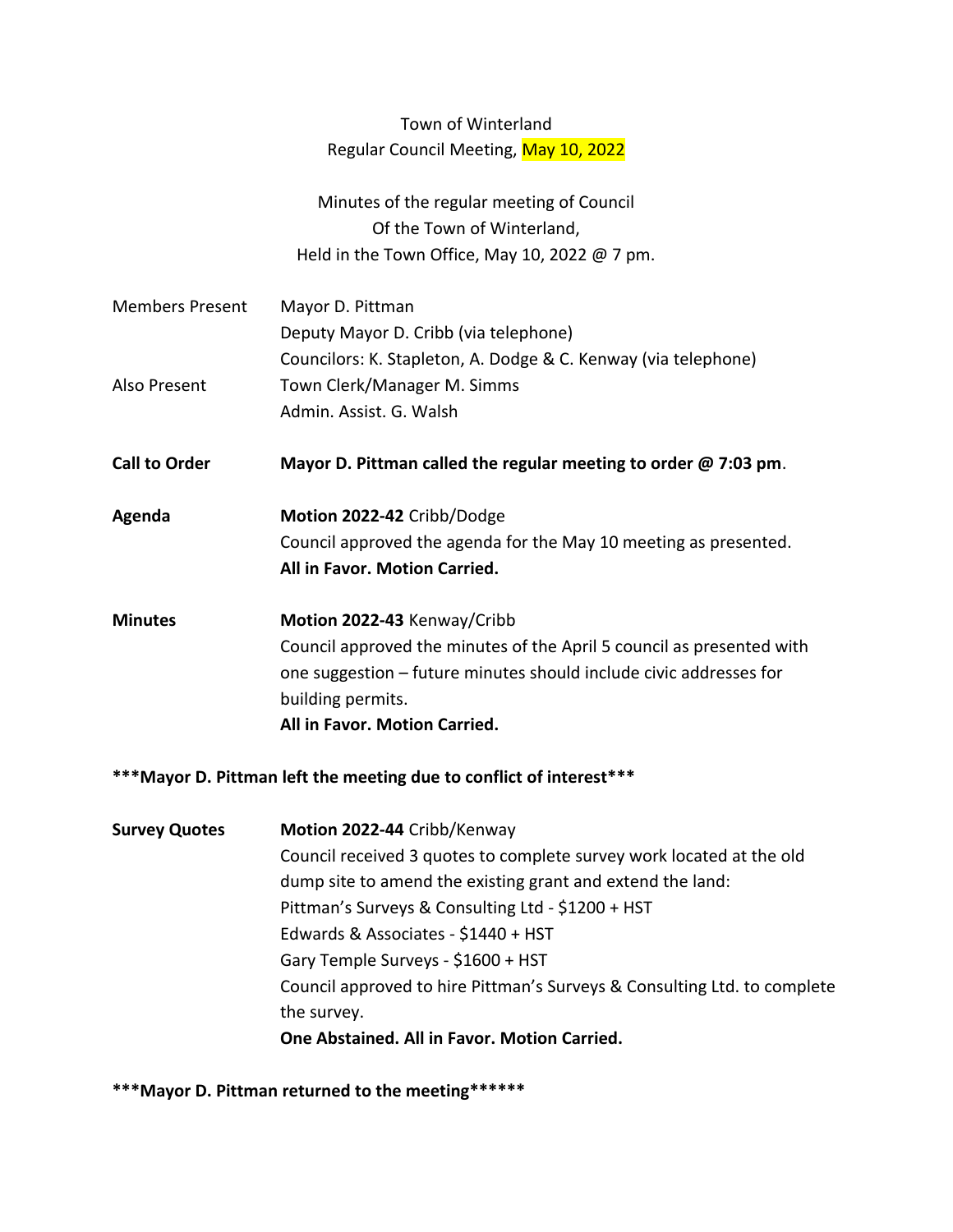# Town of Winterland

## Regular Council Meeting, May 10, 2022

Minutes of the regular meeting of Council
Of the Town of Winterland,
Held in the Town Office, May 10, 2022 @ 7 pm.

| | |
|---|---|
| Members Present | Mayor D. Pittman<br>Deputy Mayor D. Cribb (via telephone)<br>Councilors: K. Stapleton, A. Dodge & C. Kenway (via telephone) |
| Also Present | Town Clerk/Manager M. Simms<br>Admin. Assist. G. Walsh |

**Call to Order** — **Mayor D. Pittman called the regular meeting to order @ 7:03 pm**.

**Agenda** — **Motion 2022-42** Cribb/Dodge
Council approved the agenda for the May 10 meeting as presented.
**All in Favor. Motion Carried.**

**Minutes** — **Motion 2022-43** Kenway/Cribb
Council approved the minutes of the April 5 council as presented with one suggestion – future minutes should include civic addresses for building permits.
**All in Favor. Motion Carried.**

**\*\*\*Mayor D. Pittman left the meeting due to conflict of interest\*\*\***

**Survey Quotes** — **Motion 2022-44** Cribb/Kenway
Council received 3 quotes to complete survey work located at the old dump site to amend the existing grant and extend the land:
Pittman's Surveys & Consulting Ltd - $1200 + HST
Edwards & Associates - $1440 + HST
Gary Temple Surveys - $1600 + HST
Council approved to hire Pittman's Surveys & Consulting Ltd. to complete the survey.
**One Abstained. All in Favor. Motion Carried.**

**\*\*\*Mayor D. Pittman returned to the meeting\*\*\*\*\*\***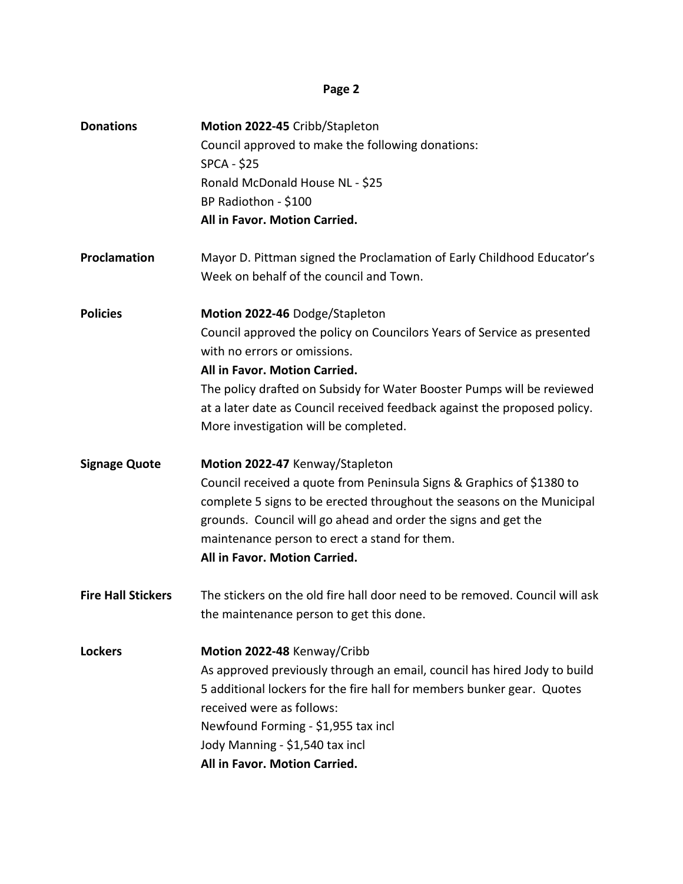**Donations**

**Motion 2022-45** Cribb/Stapleton
Council approved to make the following donations:
SPCA - $25
Ronald McDonald House NL - $25
BP Radiothon - $100
**All in Favor. Motion Carried.**

**Proclamation**

Mayor D. Pittman signed the Proclamation of Early Childhood Educator's Week on behalf of the council and Town.

**Policies**

**Motion 2022-46** Dodge/Stapleton
Council approved the policy on Councilors Years of Service as presented with no errors or omissions.
**All in Favor. Motion Carried.**
The policy drafted on Subsidy for Water Booster Pumps will be reviewed at a later date as Council received feedback against the proposed policy. More investigation will be completed.

**Signage Quote**

**Motion 2022-47** Kenway/Stapleton
Council received a quote from Peninsula Signs & Graphics of $1380 to complete 5 signs to be erected throughout the seasons on the Municipal grounds. Council will go ahead and order the signs and get the maintenance person to erect a stand for them.
**All in Favor. Motion Carried.**

**Fire Hall Stickers**

The stickers on the old fire hall door need to be removed. Council will ask the maintenance person to get this done.

**Lockers**

**Motion 2022-48** Kenway/Cribb
As approved previously through an email, council has hired Jody to build 5 additional lockers for the fire hall for members bunker gear. Quotes received were as follows:
Newfound Forming - $1,955 tax incl
Jody Manning - $1,540 tax incl
**All in Favor. Motion Carried.**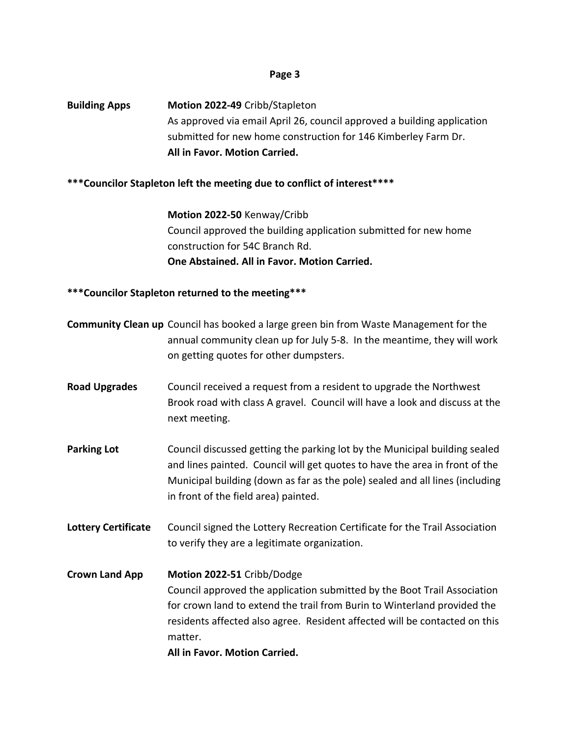**Building Apps** **Motion 2022-49** Cribb/Stapleton
As approved via email April 26, council approved a building application submitted for new home construction for 146 Kimberley Farm Dr.
**All in Favor. Motion Carried.**

**\*\*\*Councilor Stapleton left the meeting due to conflict of interest\*\*\*\***

**Motion 2022-50** Kenway/Cribb
Council approved the building application submitted for new home construction for 54C Branch Rd.
**One Abstained. All in Favor. Motion Carried.**

**\*\*\*Councilor Stapleton returned to the meeting\*\*\***

**Community Clean up** Council has booked a large green bin from Waste Management for the annual community clean up for July 5-8. In the meantime, they will work on getting quotes for other dumpsters.

**Road Upgrades** Council received a request from a resident to upgrade the Northwest Brook road with class A gravel. Council will have a look and discuss at the next meeting.

**Parking Lot** Council discussed getting the parking lot by the Municipal building sealed and lines painted. Council will get quotes to have the area in front of the Municipal building (down as far as the pole) sealed and all lines (including in front of the field area) painted.

**Lottery Certificate** Council signed the Lottery Recreation Certificate for the Trail Association to verify they are a legitimate organization.

**Crown Land App** **Motion 2022-51** Cribb/Dodge
Council approved the application submitted by the Boot Trail Association for crown land to extend the trail from Burin to Winterland provided the residents affected also agree. Resident affected will be contacted on this matter.
**All in Favor. Motion Carried.**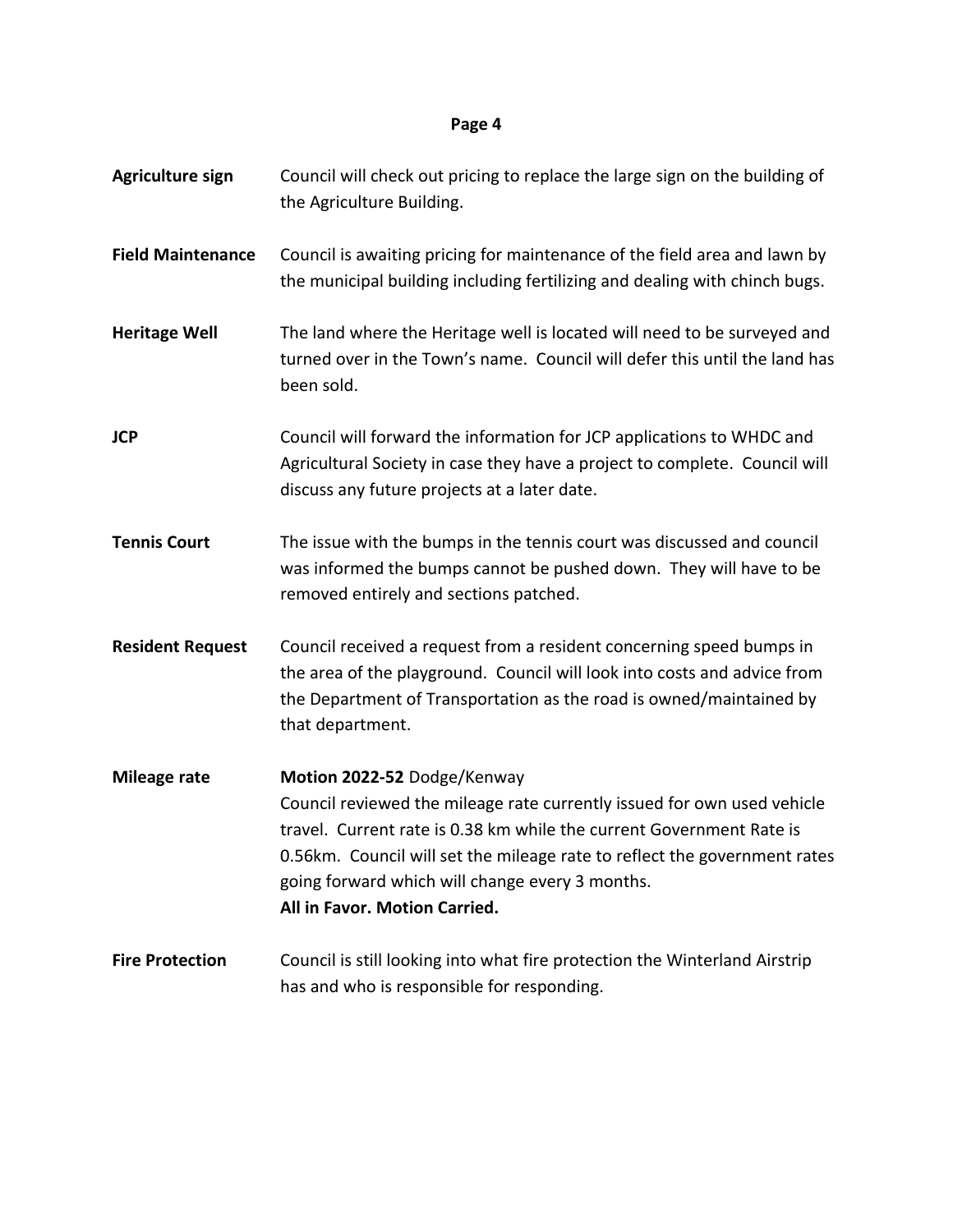**Agriculture sign** Council will check out pricing to replace the large sign on the building of the Agriculture Building.

**Field Maintenance** Council is awaiting pricing for maintenance of the field area and lawn by the municipal building including fertilizing and dealing with chinch bugs.

**Heritage Well** The land where the Heritage well is located will need to be surveyed and turned over in the Town's name. Council will defer this until the land has been sold.

**JCP** Council will forward the information for JCP applications to WHDC and Agricultural Society in case they have a project to complete. Council will discuss any future projects at a later date.

**Tennis Court** The issue with the bumps in the tennis court was discussed and council was informed the bumps cannot be pushed down. They will have to be removed entirely and sections patched.

**Resident Request** Council received a request from a resident concerning speed bumps in the area of the playground. Council will look into costs and advice from the Department of Transportation as the road is owned/maintained by that department.

**Mileage rate** **Motion 2022-52** Dodge/Kenway
Council reviewed the mileage rate currently issued for own used vehicle travel. Current rate is 0.38 km while the current Government Rate is 0.56km. Council will set the mileage rate to reflect the government rates going forward which will change every 3 months.
**All in Favor. Motion Carried.**

**Fire Protection** Council is still looking into what fire protection the Winterland Airstrip has and who is responsible for responding.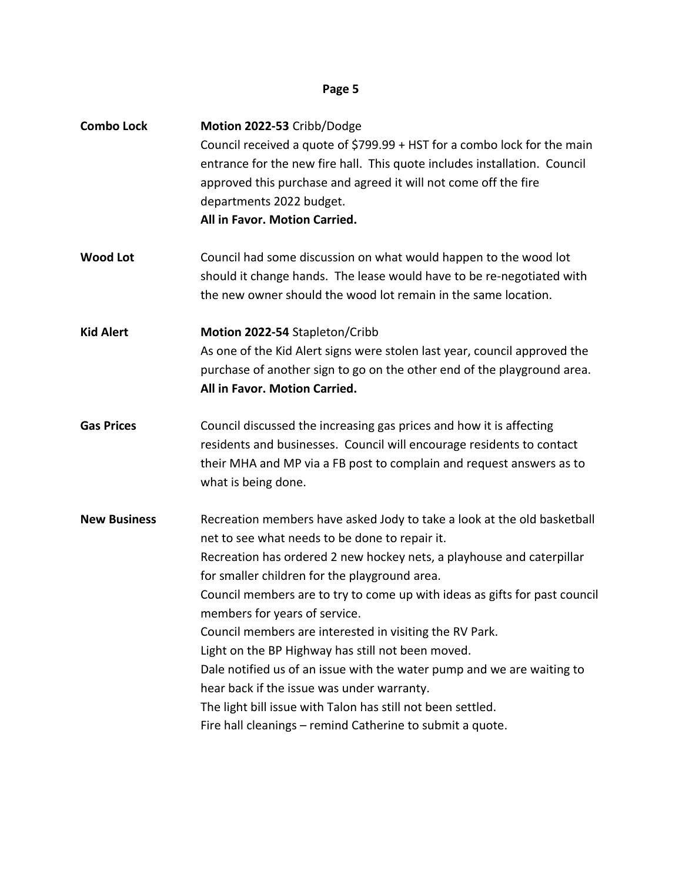**Combo Lock**

**Motion 2022-53** Cribb/Dodge
Council received a quote of $799.99 + HST for a combo lock for the main entrance for the new fire hall. This quote includes installation. Council approved this purchase and agreed it will not come off the fire departments 2022 budget.
**All in Favor. Motion Carried.**

**Wood Lot**

Council had some discussion on what would happen to the wood lot should it change hands. The lease would have to be re-negotiated with the new owner should the wood lot remain in the same location.

**Kid Alert**

**Motion 2022-54** Stapleton/Cribb
As one of the Kid Alert signs were stolen last year, council approved the purchase of another sign to go on the other end of the playground area.
**All in Favor. Motion Carried.**

**Gas Prices**

Council discussed the increasing gas prices and how it is affecting residents and businesses. Council will encourage residents to contact their MHA and MP via a FB post to complain and request answers as to what is being done.

**New Business**

Recreation members have asked Jody to take a look at the old basketball net to see what needs to be done to repair it.
Recreation has ordered 2 new hockey nets, a playhouse and caterpillar for smaller children for the playground area.
Council members are to try to come up with ideas as gifts for past council members for years of service.
Council members are interested in visiting the RV Park.
Light on the BP Highway has still not been moved.
Dale notified us of an issue with the water pump and we are waiting to hear back if the issue was under warranty.
The light bill issue with Talon has still not been settled.
Fire hall cleanings – remind Catherine to submit a quote.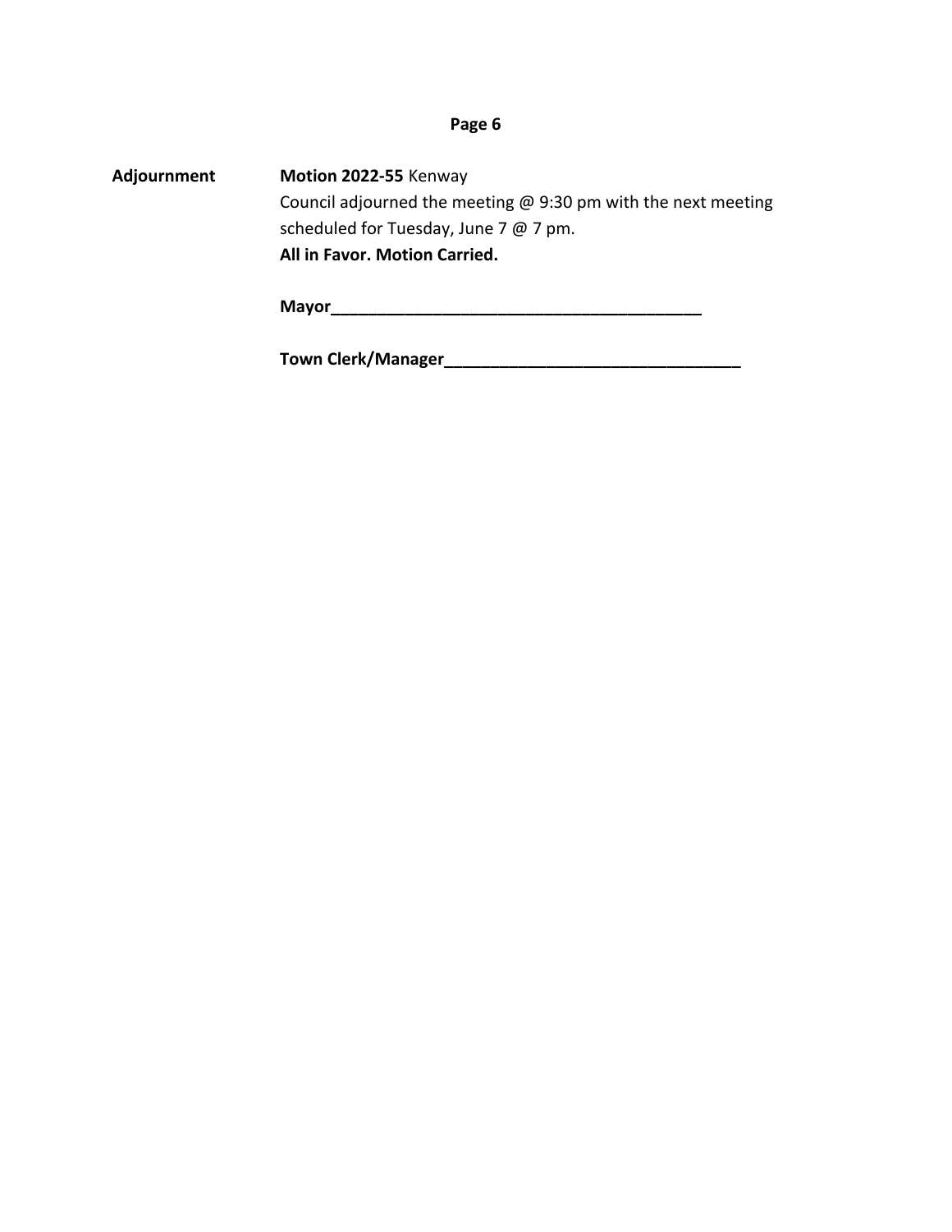**Adjournment**

**Motion 2022-55** Kenway
Council adjourned the meeting @ 9:30 pm with the next meeting scheduled for Tuesday, June 7 @ 7 pm.
**All in Favor. Motion Carried.**

**Mayor_________________________________________**

**Town Clerk/Manager________________________________**